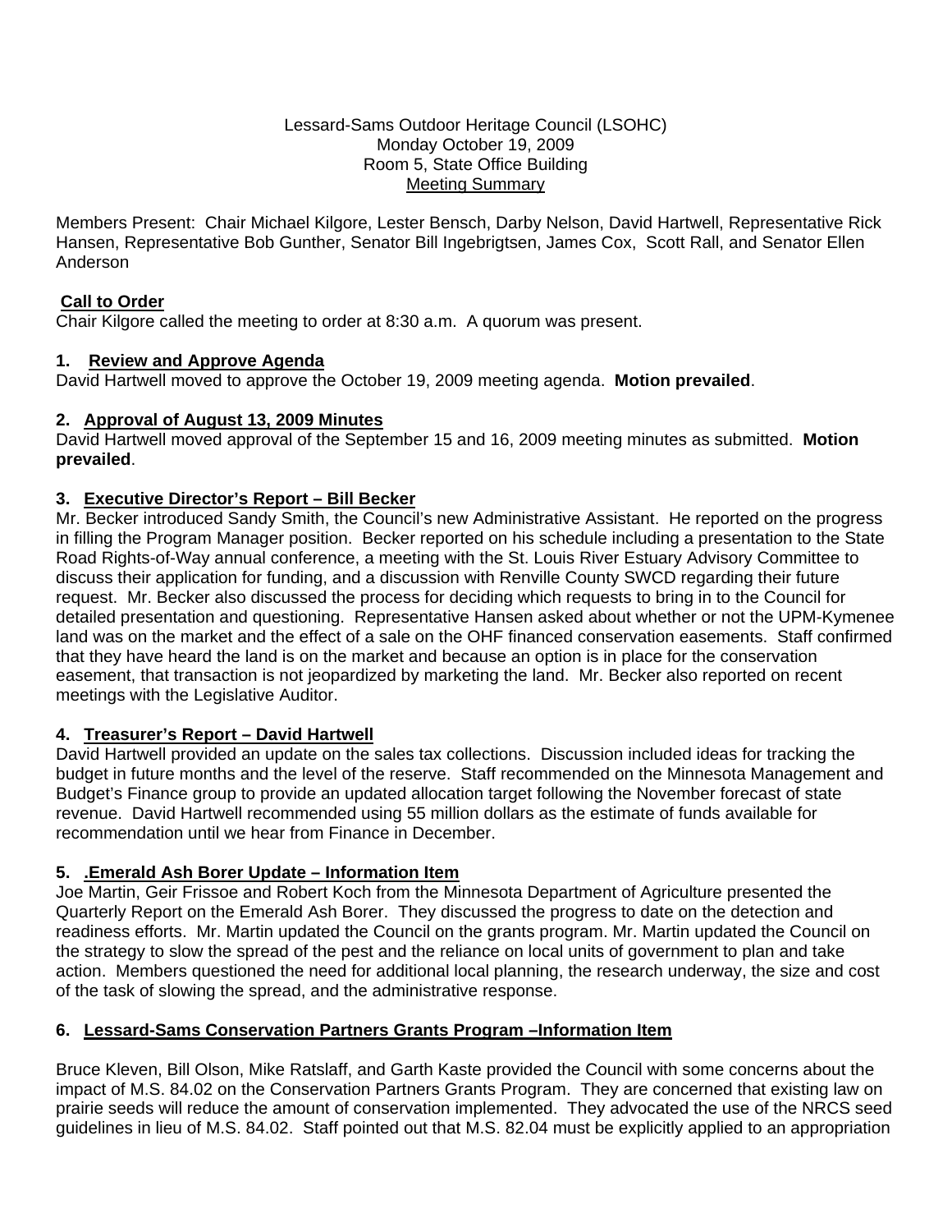Lessard-Sams Outdoor Heritage Council (LSOHC)
Monday October 19, 2009
Room 5, State Office Building
Meeting Summary

Members Present: Chair Michael Kilgore, Lester Bensch, Darby Nelson, David Hartwell, Representative Rick Hansen, Representative Bob Gunther, Senator Bill Ingebrigtsen, James Cox, Scott Rall, and Senator Ellen Anderson

## Call to Order

Chair Kilgore called the meeting to order at 8:30 a.m. A quorum was present.

## 1. Review and Approve Agenda

David Hartwell moved to approve the October 19, 2009 meeting agenda. **Motion prevailed**.

## 2. Approval of August 13, 2009 Minutes

David Hartwell moved approval of the September 15 and 16, 2009 meeting minutes as submitted. **Motion prevailed**.

## 3. Executive Director's Report – Bill Becker

Mr. Becker introduced Sandy Smith, the Council's new Administrative Assistant. He reported on the progress in filling the Program Manager position. Becker reported on his schedule including a presentation to the State Road Rights-of-Way annual conference, a meeting with the St. Louis River Estuary Advisory Committee to discuss their application for funding, and a discussion with Renville County SWCD regarding their future request. Mr. Becker also discussed the process for deciding which requests to bring in to the Council for detailed presentation and questioning. Representative Hansen asked about whether or not the UPM-Kymenee land was on the market and the effect of a sale on the OHF financed conservation easements. Staff confirmed that they have heard the land is on the market and because an option is in place for the conservation easement, that transaction is not jeopardized by marketing the land. Mr. Becker also reported on recent meetings with the Legislative Auditor.

## 4. Treasurer's Report – David Hartwell

David Hartwell provided an update on the sales tax collections. Discussion included ideas for tracking the budget in future months and the level of the reserve. Staff recommended on the Minnesota Management and Budget's Finance group to provide an updated allocation target following the November forecast of state revenue. David Hartwell recommended using 55 million dollars as the estimate of funds available for recommendation until we hear from Finance in December.

## 5. .Emerald Ash Borer Update – Information Item

Joe Martin, Geir Frissoe and Robert Koch from the Minnesota Department of Agriculture presented the Quarterly Report on the Emerald Ash Borer. They discussed the progress to date on the detection and readiness efforts. Mr. Martin updated the Council on the grants program. Mr. Martin updated the Council on the strategy to slow the spread of the pest and the reliance on local units of government to plan and take action. Members questioned the need for additional local planning, the research underway, the size and cost of the task of slowing the spread, and the administrative response.

## 6. Lessard-Sams Conservation Partners Grants Program –Information Item

Bruce Kleven, Bill Olson, Mike Ratslaff, and Garth Kaste provided the Council with some concerns about the impact of M.S. 84.02 on the Conservation Partners Grants Program. They are concerned that existing law on prairie seeds will reduce the amount of conservation implemented. They advocated the use of the NRCS seed guidelines in lieu of M.S. 84.02. Staff pointed out that M.S. 82.04 must be explicitly applied to an appropriation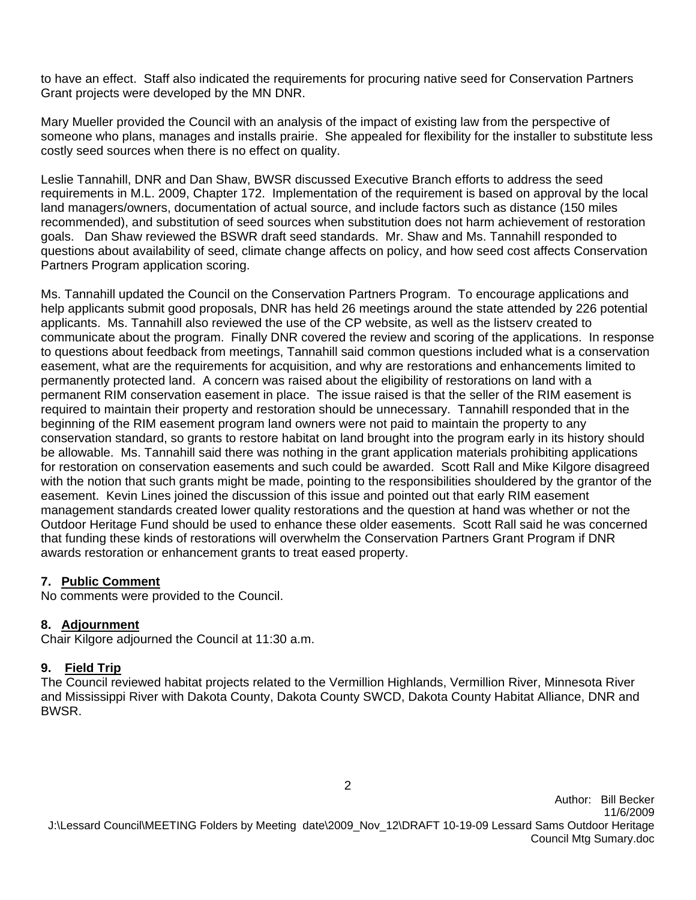to have an effect. Staff also indicated the requirements for procuring native seed for Conservation Partners Grant projects were developed by the MN DNR.

Mary Mueller provided the Council with an analysis of the impact of existing law from the perspective of someone who plans, manages and installs prairie. She appealed for flexibility for the installer to substitute less costly seed sources when there is no effect on quality.

Leslie Tannahill, DNR and Dan Shaw, BWSR discussed Executive Branch efforts to address the seed requirements in M.L. 2009, Chapter 172. Implementation of the requirement is based on approval by the local land managers/owners, documentation of actual source, and include factors such as distance (150 miles recommended), and substitution of seed sources when substitution does not harm achievement of restoration goals. Dan Shaw reviewed the BSWR draft seed standards. Mr. Shaw and Ms. Tannahill responded to questions about availability of seed, climate change affects on policy, and how seed cost affects Conservation Partners Program application scoring.

Ms. Tannahill updated the Council on the Conservation Partners Program. To encourage applications and help applicants submit good proposals, DNR has held 26 meetings around the state attended by 226 potential applicants. Ms. Tannahill also reviewed the use of the CP website, as well as the listserv created to communicate about the program. Finally DNR covered the review and scoring of the applications. In response to questions about feedback from meetings, Tannahill said common questions included what is a conservation easement, what are the requirements for acquisition, and why are restorations and enhancements limited to permanently protected land. A concern was raised about the eligibility of restorations on land with a permanent RIM conservation easement in place. The issue raised is that the seller of the RIM easement is required to maintain their property and restoration should be unnecessary. Tannahill responded that in the beginning of the RIM easement program land owners were not paid to maintain the property to any conservation standard, so grants to restore habitat on land brought into the program early in its history should be allowable. Ms. Tannahill said there was nothing in the grant application materials prohibiting applications for restoration on conservation easements and such could be awarded. Scott Rall and Mike Kilgore disagreed with the notion that such grants might be made, pointing to the responsibilities shouldered by the grantor of the easement. Kevin Lines joined the discussion of this issue and pointed out that early RIM easement management standards created lower quality restorations and the question at hand was whether or not the Outdoor Heritage Fund should be used to enhance these older easements. Scott Rall said he was concerned that funding these kinds of restorations will overwhelm the Conservation Partners Grant Program if DNR awards restoration or enhancement grants to treat eased property.

**7. Public Comment**

No comments were provided to the Council.

**8. Adjournment**

Chair Kilgore adjourned the Council at 11:30 a.m.

**9. Field Trip**

The Council reviewed habitat projects related to the Vermillion Highlands, Vermillion River, Minnesota River and Mississippi River with Dakota County, Dakota County SWCD, Dakota County Habitat Alliance, DNR and BWSR.

Author: Bill Becker
11/6/2009
J:\Lessard Council\MEETING Folders by Meeting date\2009_Nov_12\DRAFT 10-19-09 Lessard Sams Outdoor Heritage Council Mtg Sumary.doc